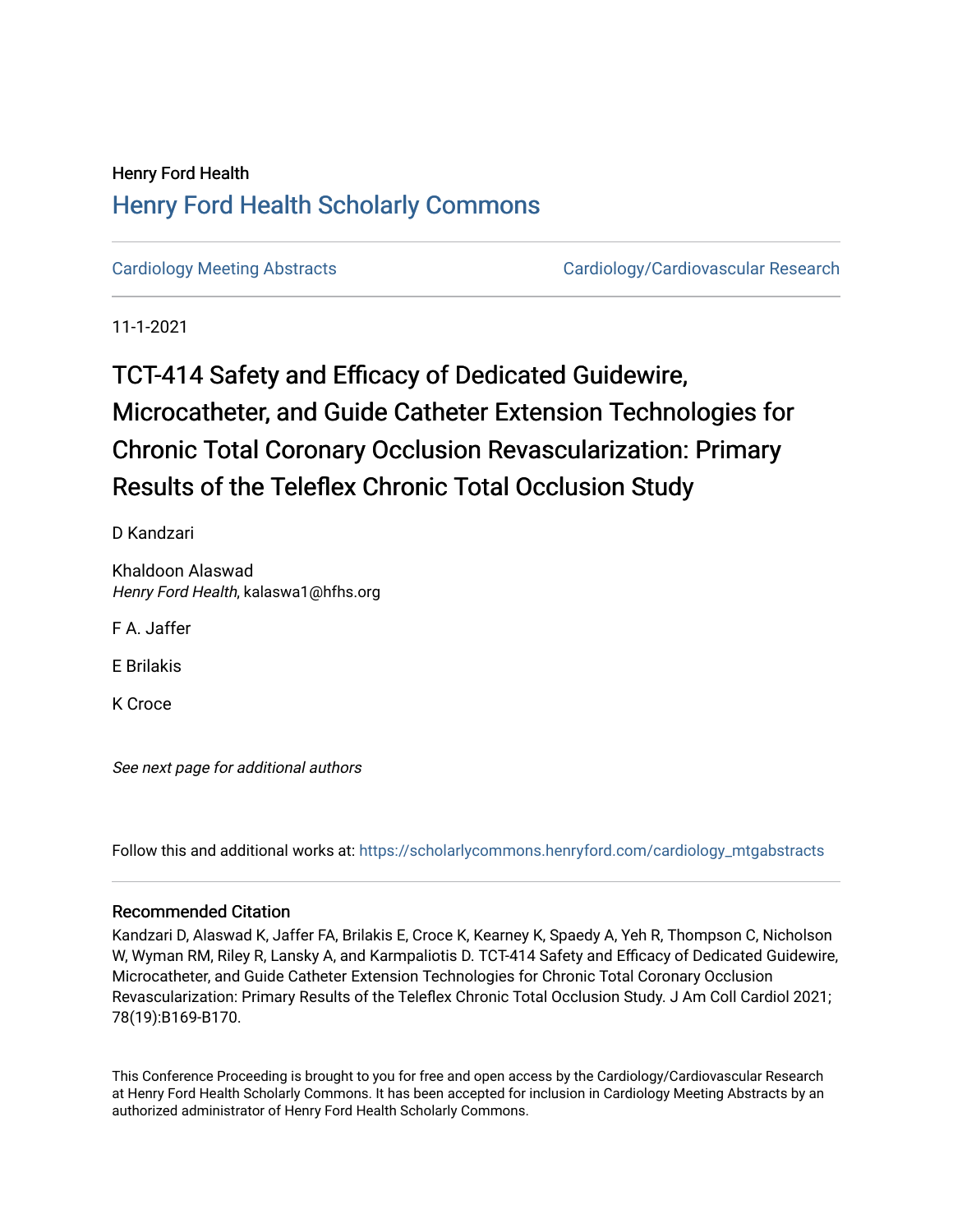Henry Ford Health

# Henry Ford Health Scholarly Commons

Cardiology Meeting Abstracts

Cardiology/Cardiovascular Research

11-1-2021

# TCT-414 Safety and Efficacy of Dedicated Guidewire, Microcatheter, and Guide Catheter Extension Technologies for Chronic Total Coronary Occlusion Revascularization: Primary Results of the Teleflex Chronic Total Occlusion Study

D Kandzari

Khaldoon Alaswad
*Henry Ford Health*, kalaswa1@hfhs.org

F A. Jaffer

E Brilakis

K Croce

*See next page for additional authors*

Follow this and additional works at: https://scholarlycommons.henryford.com/cardiology_mtgabstracts

## Recommended Citation

Kandzari D, Alaswad K, Jaffer FA, Brilakis E, Croce K, Kearney K, Spaedy A, Yeh R, Thompson C, Nicholson W, Wyman RM, Riley R, Lansky A, and Karmpaliotis D. TCT-414 Safety and Efficacy of Dedicated Guidewire, Microcatheter, and Guide Catheter Extension Technologies for Chronic Total Coronary Occlusion Revascularization: Primary Results of the Teleflex Chronic Total Occlusion Study. J Am Coll Cardiol 2021; 78(19):B169-B170.

This Conference Proceeding is brought to you for free and open access by the Cardiology/Cardiovascular Research at Henry Ford Health Scholarly Commons. It has been accepted for inclusion in Cardiology Meeting Abstracts by an authorized administrator of Henry Ford Health Scholarly Commons.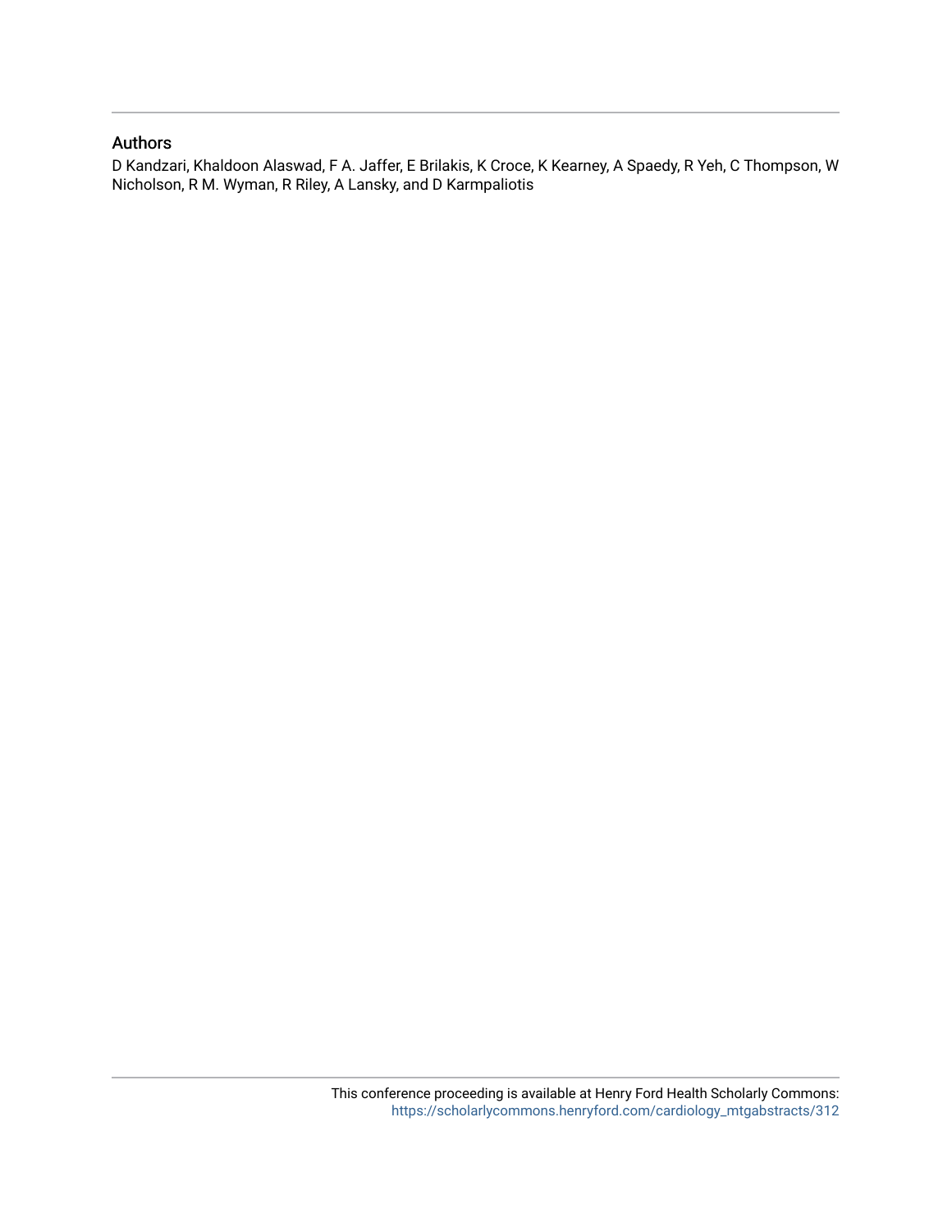## Authors

D Kandzari, Khaldoon Alaswad, F A. Jaffer, E Brilakis, K Croce, K Kearney, A Spaedy, R Yeh, C Thompson, W Nicholson, R M. Wyman, R Riley, A Lansky, and D Karmpaliotis

This conference proceeding is available at Henry Ford Health Scholarly Commons: https://scholarlycommons.henryford.com/cardiology_mtgabstracts/312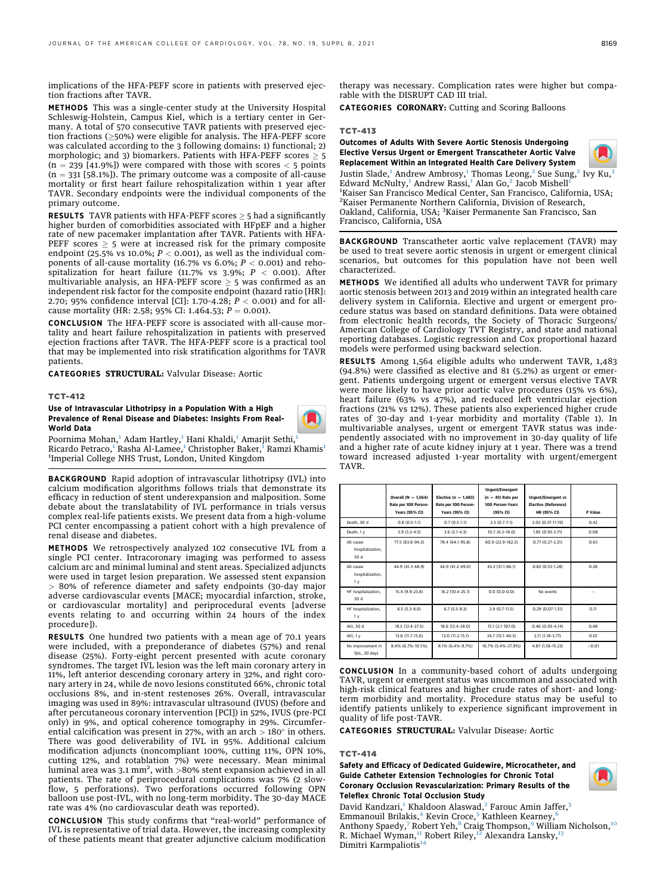implications of the HFA-PEFF score in patients with preserved ejection fractions after TAVR.

**METHODS** This was a single-center study at the University Hospital Schleswig-Holstein, Campus Kiel, which is a tertiary center in Germany. A total of 570 consecutive TAVR patients with preserved ejection fractions (≥50%) were eligible for analysis. The HFA-PEFF score was calculated according to the 3 following domains: 1) functional; 2) morphologic; and 3) biomarkers. Patients with HFA-PEFF scores ≥ 5 (n = 239 [41.9%]) were compared with those with scores < 5 points (n = 331 [58.1%]). The primary outcome was a composite of all-cause mortality or first heart failure rehospitalization within 1 year after TAVR. Secondary endpoints were the individual components of the primary outcome.

**RESULTS** TAVR patients with HFA-PEFF scores ≥ 5 had a significantly higher burden of comorbidities associated with HFpEF and a higher rate of new pacemaker implantation after TAVR. Patients with HFA-PEFF scores ≥ 5 were at increased risk for the primary composite endpoint (25.5% vs 10.0%; $P < 0.001$), as well as the individual components of all-cause mortality (16.7% vs 6.0%; $P < 0.001$) and rehospitalization for heart failure (11.7% vs 3.9%; $P < 0.001$). After multivariable analysis, an HFA-PEFF score ≥ 5 was confirmed as an independent risk factor for the composite endpoint (hazard ratio [HR]: 2.70; 95% confidence interval [CI]: 1.70-4.28; $P < 0.001$) and for all-cause mortality (HR: 2.58; 95% CI: 1.464.53; $P = 0.001$).

**CONCLUSION** The HFA-PEFF score is associated with all-cause mortality and heart failure rehospitalization in patients with preserved ejection fractions after TAVR. The HFA-PEFF score is a practical tool that may be implemented into risk stratification algorithms for TAVR patients.

**CATEGORIES STRUCTURAL:** Valvular Disease: Aortic

## TCT-412

### Use of Intravascular Lithotripsy in a Population With a High Prevalence of Renal Disease and Diabetes: Insights From Real-World Data

Poornima Mohan,[1] Adam Hartley,[1] Hani Khaldi,[1] Amarjit Sethi,[1] Ricardo Petraco,[1] Rasha Al-Lamee,[1] Christopher Baker,[1] Ramzi Khamis[1]
[1]Imperial College NHS Trust, London, United Kingdom

**BACKGROUND** Rapid adoption of intravascular lithotripsy (IVL) into calcium modification algorithms follows trials that demonstrate its efficacy in reduction of stent underexpansion and malposition. Some debate about the translatability of IVL performance in trials versus complex real-life patients exists. We present data from a high-volume PCI center encompassing a patient cohort with a high prevalence of renal disease and diabetes.

**METHODS** We retrospectively analyzed 102 consecutive IVL from a single PCI center. Intracoronary imaging was performed to assess calcium arc and minimal luminal and stent areas. Specialized adjuncts were used in target lesion preparation. We assessed stent expansion > 80% of reference diameter and safety endpoints (30-day major adverse cardiovascular events [MACE; myocardial infarction, stroke, or cardiovascular mortality] and periprocedural events [adverse events relating to and occurring within 24 hours of the index procedure]).

**RESULTS** One hundred two patients with a mean age of 70.1 years were included, with a preponderance of diabetes (57%) and renal disease (25%). Forty-eight percent presented with acute coronary syndromes. The target IVL lesion was the left main coronary artery in 11%, left anterior descending coronary artery in 32%, and right coronary artery in 24, while de novo lesions constituted 66%, chronic total occlusions 8%, and in-stent restenoses 26%. Overall, intravascular imaging was used in 89%: intravascular ultrasound (IVUS) (before and after percutaneous coronary intervention [PCI]) in 52%, IVUS (pre-PCI only) in 9%, and optical coherence tomography in 29%. Circumferential calcification was present in 27%, with an arch > 180° in others. There was good deliverability of IVL in 95%. Additional calcium modification adjuncts (noncompliant 100%, cutting 11%, OPN 10%, cutting 12%, and rotablation 7%) were necessary. Mean minimal luminal area was 3.1 mm$^2$, with >80% stent expansion achieved in all patients. The rate of periprocedural complications was 7% (2 slow-flow, 5 perforations). Two perforations occurred following OPN balloon use post-IVL, with no long-term morbidity. The 30-day MACE rate was 4% (no cardiovascular death was reported).

**CONCLUSION** This study confirms that "real-world" performance of IVL is representative of trial data. However, the increasing complexity of these patients meant that greater adjunctive calcium modification therapy was necessary. Complication rates were higher but comparable with the DISRUPT CAD III trial.

**CATEGORIES CORONARY:** Cutting and Scoring Balloons

## TCT-413

### Outcomes of Adults With Severe Aortic Stenosis Undergoing Elective Versus Urgent or Emergent Transcatheter Aortic Valve Replacement Within an Integrated Health Care Delivery System

Justin Slade,[1] Andrew Ambrosy,[1] Thomas Leong,[2] Sue Sung,[2] Ivy Ku,[3] Edward McNulty,[1] Andrew Rassi,[1] Alan Go,[2] Jacob Mishell[1]
[1]Kaiser San Francisco Medical Center, San Francisco, California, USA; [2]Kaiser Permanente Northern California, Division of Research, Oakland, California, USA; [3]Kaiser Permanente San Francisco, San Francisco, California, USA

**BACKGROUND** Transcatheter aortic valve replacement (TAVR) may be used to treat severe aortic stenosis in urgent or emergent clinical scenarios, but outcomes for this population have not been well characterized.

**METHODS** We identified all adults who underwent TAVR for primary aortic stenosis between 2013 and 2019 within an integrated health care delivery system in California. Elective and urgent or emergent procedure status was based on standard definitions. Data were obtained from electronic health records, the Society of Thoracic Surgeons/American College of Cardiology TVT Registry, and state and national reporting databases. Logistic regression and Cox proportional hazard models were performed using backward selection.

**RESULTS** Among 1,564 eligible adults who underwent TAVR, 1,483 (94.8%) were classified as elective and 81 (5.2%) as urgent or emergent. Patients undergoing urgent or emergent versus elective TAVR were more likely to have prior aortic valve procedures (15% vs 6%), heart failure (63% vs 47%), and reduced left ventricular ejection fractions (21% vs 12%). These patients also experienced higher crude rates of 30-day and 1-year morbidity and mortality (Table 1). In multivariable analyses, urgent or emergent TAVR status was independently associated with no improvement in 30-day quality of life and a higher rate of acute kidney injury at 1 year. There was a trend toward increased adjusted 1-year mortality with urgent/emergent TAVR.

| | Overall (N = 1,564) Rate per 100 Person-Years (95% CI) | Elective (n = 1,483) Rate per 100 Person-Years (95% CI) | Urgent/Emergent (n = 81) Rate per 100 Person-Years (95% CI) | Urgent/Emergent vs Elective (Reference) HR (95% CI) | P Value |
|---|---|---|---|---|---|
| Death, 30 d | 0.8 (0.5-1.1) | 0.7 (0.5-1.1) | 2.3 (0.7-7.1) | 2.02 (0.37-11.19) | 0.42 |
| Death, 1 y | 3.9 (3.3-4.5) | 3.6 (3.1-4.3) | 10.7 (6.3-18.0) | 1.85 (0.93-3.71) | 0.08 |
| All-cause hospitalization, 30 d | 77.5 (63.6-94.3) | 78.4 (64.1-95.8) | 60.9 (22.9-162.3) | 0.77 (0.27-2.21) | 0.63 |
| All-cause hospitalization, 1 y | 44.9 (41.3-48.9) | 44.9 (41.2-49.0) | 45.3 (31.1-66.1) | 0.82 (0.53-1.28) | 0.38 |
| HF hospitalization, 30 d | 15.4 (9.9-23.8) | 16.2 (10.4-25.1) | 0.0 (0.0-0.0) | No events | — |
| HF hospitalization, 1 y | 6.5 (5.3-8.0) | 6.7 (5.5-8.3) | 2.9 (0.7-11.5) | 0.29 (0.07-1.31) | 0.11 |
| AKI, 30 d | 18.5 (12.4-27.5) | 18.6 (12.4-28.0) | 15.1 (2.1-107.0) | 0.46 (0.05-4.14) | 0.48 |
| AKI, 1 y | 13.6 (11.7-15.6) | 13.0 (11.2-15.1) | 24.7 (15.1-40.3) | 2.11 (1.18-3.77) | 0.01 |
| No improvement in QoL, 30 days | 8.4% (6.7%-10.1%) | 8.1% (6.4%-9.7%) | 16.7% (5.4%-27.9%) | 4.87 (1.56-15.23) | <0.01 |

**CONCLUSION** In a community-based cohort of adults undergoing TAVR, urgent or emergent status was uncommon and associated with high-risk clinical features and higher crude rates of short- and long-term morbidity and mortality. Procedure status may be useful to identify patients unlikely to experience significant improvement in quality of life post-TAVR.

**CATEGORIES STRUCTURAL:** Valvular Disease: Aortic

## TCT-414

### Safety and Efficacy of Dedicated Guidewire, Microcatheter, and Guide Catheter Extension Technologies for Chronic Total Coronary Occlusion Revascularization: Primary Results of the Teleflex Chronic Total Occlusion Study

David Kandzari,[1] Khaldoon Alaswad,[2] Farouc Amin Jaffer,[3] Emmanouil Brilakis,[4] Kevin Croce,[5] Kathleen Kearney,[6] Anthony Spaedy,[7] Robert Yeh,[8] Craig Thompson,[9] William Nicholson,[10] R. Michael Wyman,[11] Robert Riley,[12] Alexandra Lansky,[13] Dimitri Karmpaliotis[14]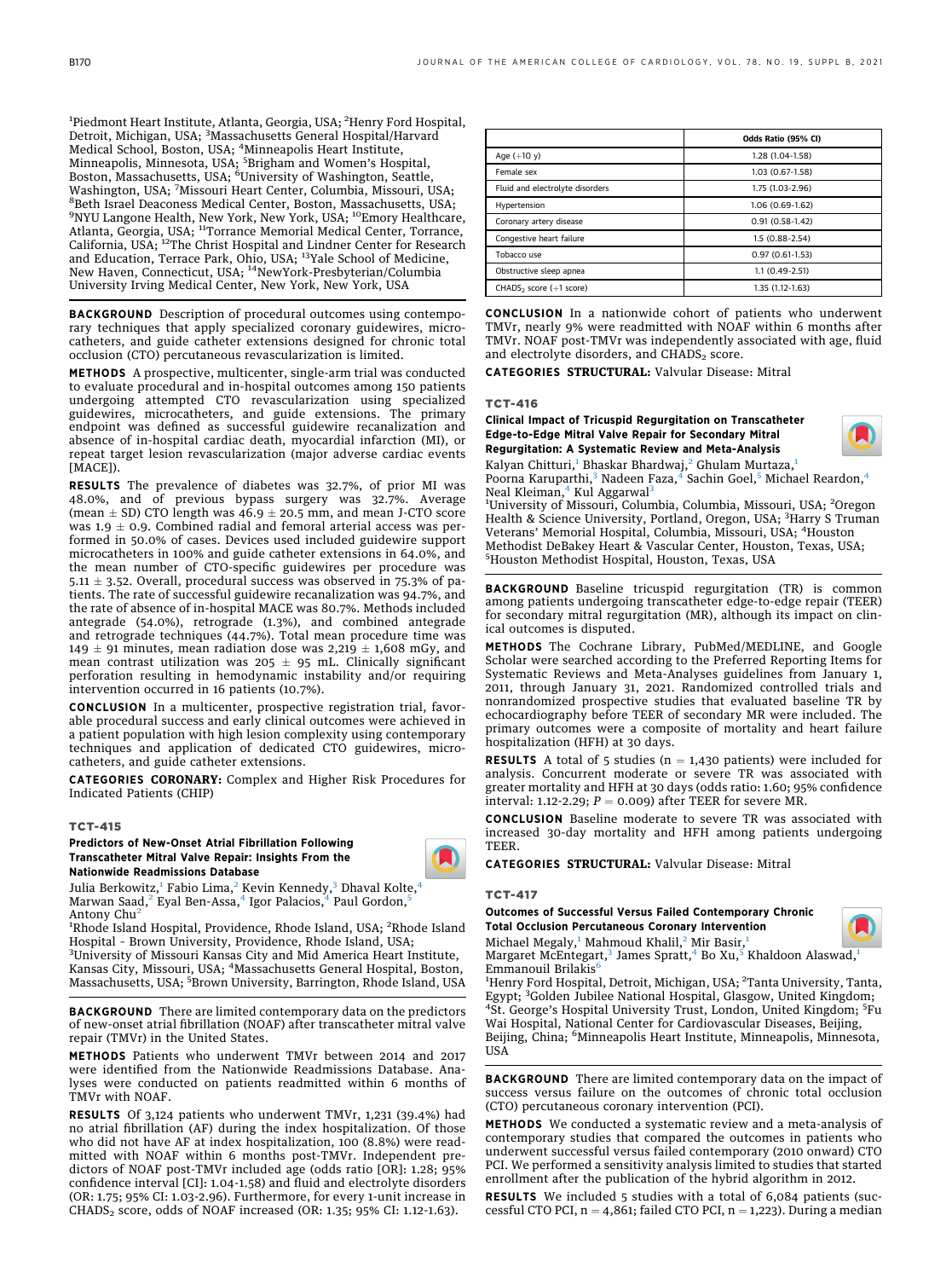[1]Piedmont Heart Institute, Atlanta, Georgia, USA; [2]Henry Ford Hospital, Detroit, Michigan, USA; [3]Massachusetts General Hospital/Harvard Medical School, Boston, USA; [4]Minneapolis Heart Institute, Minneapolis, Minnesota, USA; [5]Brigham and Women's Hospital, Boston, Massachusetts, USA; [6]University of Washington, Seattle, Washington, USA; [7]Missouri Heart Center, Columbia, Missouri, USA; [8]Beth Israel Deaconess Medical Center, Boston, Massachusetts, USA; [9]NYU Langone Health, New York, New York, USA; [10]Emory Healthcare, Atlanta, Georgia, USA; [11]Torrance Memorial Medical Center, Torrance, California, USA; [12]The Christ Hospital and Lindner Center for Research and Education, Terrace Park, Ohio, USA; [13]Yale School of Medicine, New Haven, Connecticut, USA; [14]NewYork-Presbyterian/Columbia University Irving Medical Center, New York, New York, USA

**BACKGROUND** Description of procedural outcomes using contemporary techniques that apply specialized coronary guidewires, microcatheters, and guide catheter extensions designed for chronic total occlusion (CTO) percutaneous revascularization is limited.

**METHODS** A prospective, multicenter, single-arm trial was conducted to evaluate procedural and in-hospital outcomes among 150 patients undergoing attempted CTO revascularization using specialized guidewires, microcatheters, and guide extensions. The primary endpoint was defined as successful guidewire recanalization and absence of in-hospital cardiac death, myocardial infarction (MI), or repeat target lesion revascularization (major adverse cardiac events [MACE]).

**RESULTS** The prevalence of diabetes was 32.7%, of prior MI was 48.0%, and of previous bypass surgery was 32.7%. Average (mean ± SD) CTO length was 46.9 ± 20.5 mm, and mean J-CTO score was 1.9 ± 0.9. Combined radial and femoral arterial access was performed in 50.0% of cases. Devices used included guidewire support microcatheters in 100% and guide catheter extensions in 64.0%, and the mean number of CTO-specific guidewires per procedure was 5.11 ± 3.52. Overall, procedural success was observed in 75.3% of patients. The rate of successful guidewire recanalization was 94.7%, and the rate of absence of in-hospital MACE was 80.7%. Methods included antegrade (54.0%), retrograde (1.3%), and combined antegrade and retrograde techniques (44.7%). Total mean procedure time was 149 ± 91 minutes, mean radiation dose was 2,219 ± 1,608 mGy, and mean contrast utilization was 205 ± 95 mL. Clinically significant perforation resulting in hemodynamic instability and/or requiring intervention occurred in 16 patients (10.7%).

**CONCLUSION** In a multicenter, prospective registration trial, favorable procedural success and early clinical outcomes were achieved in a patient population with high lesion complexity using contemporary techniques and application of dedicated CTO guidewires, microcatheters, and guide catheter extensions.

**CATEGORIES CORONARY:** Complex and Higher Risk Procedures for Indicated Patients (CHIP)

## TCT-415

### Predictors of New-Onset Atrial Fibrillation Following Transcatheter Mitral Valve Repair: Insights From the Nationwide Readmissions Database

Julia Berkowitz,[1] Fabio Lima,[2] Kevin Kennedy,[3] Dhaval Kolte,[4] Marwan Saad,[2] Eyal Ben-Assa,[4] Igor Palacios,[4] Paul Gordon,[5] Antony Chu[2]

[1]Rhode Island Hospital, Providence, Rhode Island, USA; [2]Rhode Island Hospital - Brown University, Providence, Rhode Island, USA; [3]University of Missouri Kansas City and Mid America Heart Institute, Kansas City, Missouri, USA; [4]Massachusetts General Hospital, Boston, Massachusetts, USA; [5]Brown University, Barrington, Rhode Island, USA

**BACKGROUND** There are limited contemporary data on the predictors of new-onset atrial fibrillation (NOAF) after transcatheter mitral valve repair (TMVr) in the United States.

**METHODS** Patients who underwent TMVr between 2014 and 2017 were identified from the Nationwide Readmissions Database. Analyses were conducted on patients readmitted within 6 months of TMVr with NOAF.

**RESULTS** Of 3,124 patients who underwent TMVr, 1,231 (39.4%) had no atrial fibrillation (AF) during the index hospitalization. Of those who did not have AF at index hospitalization, 100 (8.8%) were readmitted with NOAF within 6 months post-TMVr. Independent predictors of NOAF post-TMVr included age (odds ratio [OR]: 1.28; 95% confidence interval [CI]: 1.04-1.58) and fluid and electrolyte disorders (OR: 1.75; 95% CI: 1.03-2.96). Furthermore, for every 1-unit increase in $CHADS_2$ score, odds of NOAF increased (OR: 1.35; 95% CI: 1.12-1.63).

| | Odds Ratio (95% CI) |
|---|---|
| Age (+10 y) | 1.28 (1.04-1.58) |
| Female sex | 1.03 (0.67-1.58) |
| Fluid and electrolyte disorders | 1.75 (1.03-2.96) |
| Hypertension | 1.06 (0.69-1.62) |
| Coronary artery disease | 0.91 (0.58-1.42) |
| Congestive heart failure | 1.5 (0.88-2.54) |
| Tobacco use | 0.97 (0.61-1.53) |
| Obstructive sleep apnea | 1.1 (0.49-2.51) |
| $CHADS_2$ score (+1 score) | 1.35 (1.12-1.63) |

**CONCLUSION** In a nationwide cohort of patients who underwent TMVr, nearly 9% were readmitted with NOAF within 6 months after TMVr. NOAF post-TMVr was independently associated with age, fluid and electrolyte disorders, and $CHADS_2$ score.

**CATEGORIES STRUCTURAL:** Valvular Disease: Mitral

## TCT-416

### Clinical Impact of Tricuspid Regurgitation on Transcatheter Edge-to-Edge Mitral Valve Repair for Secondary Mitral Regurgitation: A Systematic Review and Meta-Analysis

Kalyan Chitturi,[1] Bhaskar Bhardwaj,[2] Ghulam Murtaza,[1] Poorna Karuparthi,[3] Nadeen Faza,[4] Sachin Goel,[5] Michael Reardon,[4] Neal Kleiman,[4] Kul Aggarwal[3]

[1]University of Missouri, Columbia, Columbia, Missouri, USA; [2]Oregon Health & Science University, Portland, Oregon, USA; [3]Harry S Truman Veterans' Memorial Hospital, Columbia, Missouri, USA; [4]Houston Methodist DeBakey Heart & Vascular Center, Houston, Texas, USA; [5]Houston Methodist Hospital, Houston, Texas, USA

**BACKGROUND** Baseline tricuspid regurgitation (TR) is common among patients undergoing transcatheter edge-to-edge repair (TEER) for secondary mitral regurgitation (MR), although its impact on clinical outcomes is disputed.

**METHODS** The Cochrane Library, PubMed/MEDLINE, and Google Scholar were searched according to the Preferred Reporting Items for Systematic Reviews and Meta-Analyses guidelines from January 1, 2011, through January 31, 2021. Randomized controlled trials and nonrandomized prospective studies that evaluated baseline TR by echocardiography before TEER of secondary MR were included. The primary outcomes were a composite of mortality and heart failure hospitalization (HFH) at 30 days.

**RESULTS** A total of 5 studies (n = 1,430 patients) were included for analysis. Concurrent moderate or severe TR was associated with greater mortality and HFH at 30 days (odds ratio: 1.60; 95% confidence interval: 1.12-2.29; $P = 0.009$) after TEER for severe MR.

**CONCLUSION** Baseline moderate to severe TR was associated with increased 30-day mortality and HFH among patients undergoing TEER.

**CATEGORIES STRUCTURAL:** Valvular Disease: Mitral

## TCT-417

### Outcomes of Successful Versus Failed Contemporary Chronic Total Occlusion Percutaneous Coronary Intervention

Michael Megaly,[1] Mahmoud Khalil,[2] Mir Basir,[1] Margaret McEntegart,[3] James Spratt,[4] Bo Xu,[5] Khaldoon Alaswad,[1] Emmanouil Brilakis[6]

[1]Henry Ford Hospital, Detroit, Michigan, USA; [2]Tanta University, Tanta, Egypt; [3]Golden Jubilee National Hospital, Glasgow, United Kingdom; [4]St. George's Hospital University Trust, London, United Kingdom; [5]Fu Wai Hospital, National Center for Cardiovascular Diseases, Beijing, Beijing, China; [6]Minneapolis Heart Institute, Minneapolis, Minnesota, USA

**BACKGROUND** There are limited contemporary data on the impact of success versus failure on the outcomes of chronic total occlusion (CTO) percutaneous coronary intervention (PCI).

**METHODS** We conducted a systematic review and a meta-analysis of contemporary studies that compared the outcomes in patients who underwent successful versus failed contemporary (2010 onward) CTO PCI. We performed a sensitivity analysis limited to studies that started enrollment after the publication of the hybrid algorithm in 2012.

**RESULTS** We included 5 studies with a total of 6,084 patients (successful CTO PCI, n = 4,861; failed CTO PCI, n = 1,223). During a median